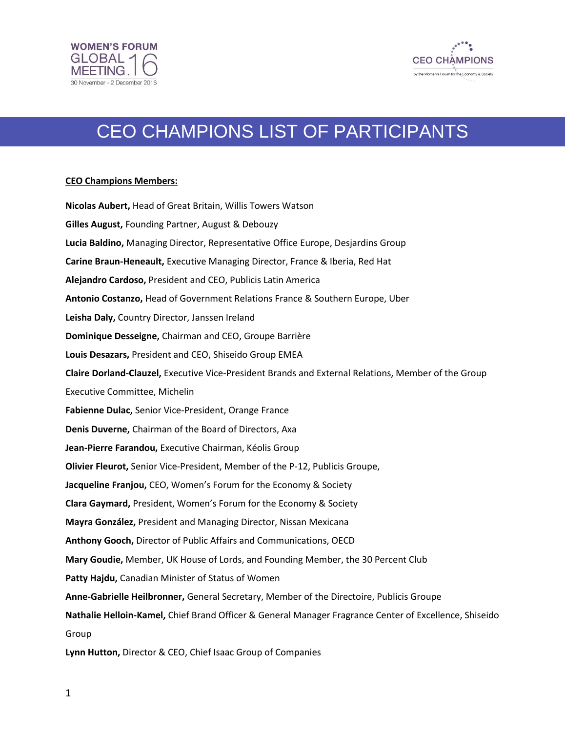# CEO CHAMPIONS LIST OF PARTICIPANTS

**CEO Champions Members:**

**Nicolas Aubert,** Head of Great Britain, Willis Towers Watson

**Gilles August,** Founding Partner, August & Debouzy

**Lucia Baldino,** Managing Director, Representative Office Europe, Desjardins Group

**Carine Braun-Heneault,** Executive Managing Director, France & Iberia, Red Hat

**Alejandro Cardoso,** President and CEO, Publicis Latin America

**Antonio Costanzo,** Head of Government Relations France & Southern Europe, Uber

**Leisha Daly,** Country Director, Janssen Ireland

**Dominique Desseigne,** Chairman and CEO, Groupe Barrière

**Louis Desazars,** President and CEO, Shiseido Group EMEA

**Claire Dorland-Clauzel,** Executive Vice-President Brands and External Relations, Member of the Group Executive Committee, Michelin

**Fabienne Dulac,** Senior Vice-President, Orange France

**Denis Duverne,** Chairman of the Board of Directors, Axa

**Jean-Pierre Farandou,** Executive Chairman, Kéolis Group

**Olivier Fleurot,** Senior Vice-President, Member of the P-12, Publicis Groupe,

**Jacqueline Franjou,** CEO, Women's Forum for the Economy & Society

**Clara Gaymard,** President, Women's Forum for the Economy & Society

**Mayra González,** President and Managing Director, Nissan Mexicana

**Anthony Gooch,** Director of Public Affairs and Communications, OECD

**Mary Goudie,** Member, UK House of Lords, and Founding Member, the 30 Percent Club

**Patty Hajdu,** Canadian Minister of Status of Women

**Anne-Gabrielle Heilbronner,** General Secretary, Member of the Directoire, Publicis Groupe

**Nathalie Helloin-Kamel,** Chief Brand Officer & General Manager Fragrance Center of Excellence, Shiseido Group

**Lynn Hutton,** Director & CEO, Chief Isaac Group of Companies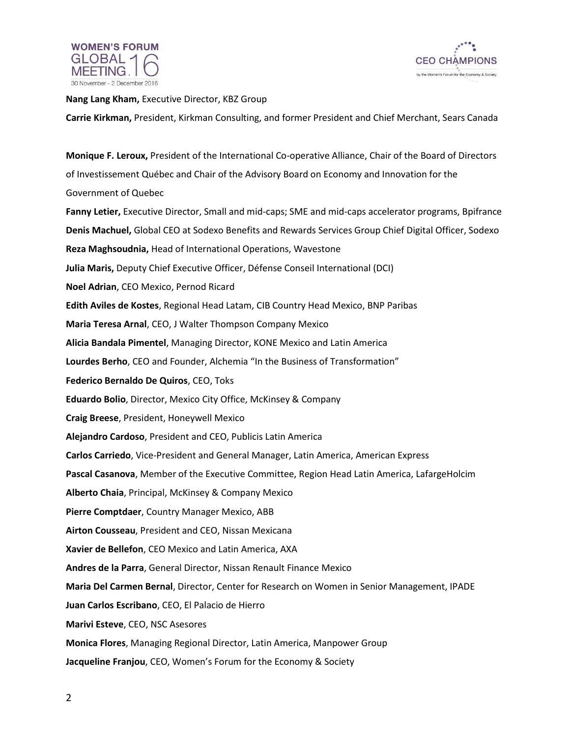**Nang Lang Kham,** Executive Director, KBZ Group

**Carrie Kirkman,** President, Kirkman Consulting, and former President and Chief Merchant, Sears Canada

**Monique F. Leroux,** President of the International Co-operative Alliance, Chair of the Board of Directors of Investissement Québec and Chair of the Advisory Board on Economy and Innovation for the Government of Quebec

**Fanny Letier,** Executive Director, Small and mid-caps; SME and mid-caps accelerator programs, Bpifrance

**Denis Machuel,** Global CEO at Sodexo Benefits and Rewards Services Group Chief Digital Officer, Sodexo

**Reza Maghsoudnia,** Head of International Operations, Wavestone

**Julia Maris,** Deputy Chief Executive Officer, Défense Conseil International (DCI)

**Noel Adrian**, CEO Mexico, Pernod Ricard

**Edith Aviles de Kostes**, Regional Head Latam, CIB Country Head Mexico, BNP Paribas

**Maria Teresa Arnal**, CEO, J Walter Thompson Company Mexico

**Alicia Bandala Pimentel**, Managing Director, KONE Mexico and Latin America

**Lourdes Berho**, CEO and Founder, Alchemia "In the Business of Transformation"

**Federico Bernaldo De Quiros**, CEO, Toks

**Eduardo Bolio**, Director, Mexico City Office, McKinsey & Company

**Craig Breese**, President, Honeywell Mexico

**Alejandro Cardoso**, President and CEO, Publicis Latin America

**Carlos Carriedo**, Vice-President and General Manager, Latin America, American Express

**Pascal Casanova**, Member of the Executive Committee, Region Head Latin America, LafargeHolcim

**Alberto Chaia**, Principal, McKinsey & Company Mexico

**Pierre Comptdaer**, Country Manager Mexico, ABB

**Airton Cousseau**, President and CEO, Nissan Mexicana

**Xavier de Bellefon**, CEO Mexico and Latin America, AXA

**Andres de la Parra**, General Director, Nissan Renault Finance Mexico

**Maria Del Carmen Bernal**, Director, Center for Research on Women in Senior Management, IPADE

**Juan Carlos Escribano**, CEO, El Palacio de Hierro

**Marivi Esteve**, CEO, NSC Asesores

**Monica Flores**, Managing Regional Director, Latin America, Manpower Group

**Jacqueline Franjou**, CEO, Women's Forum for the Economy & Society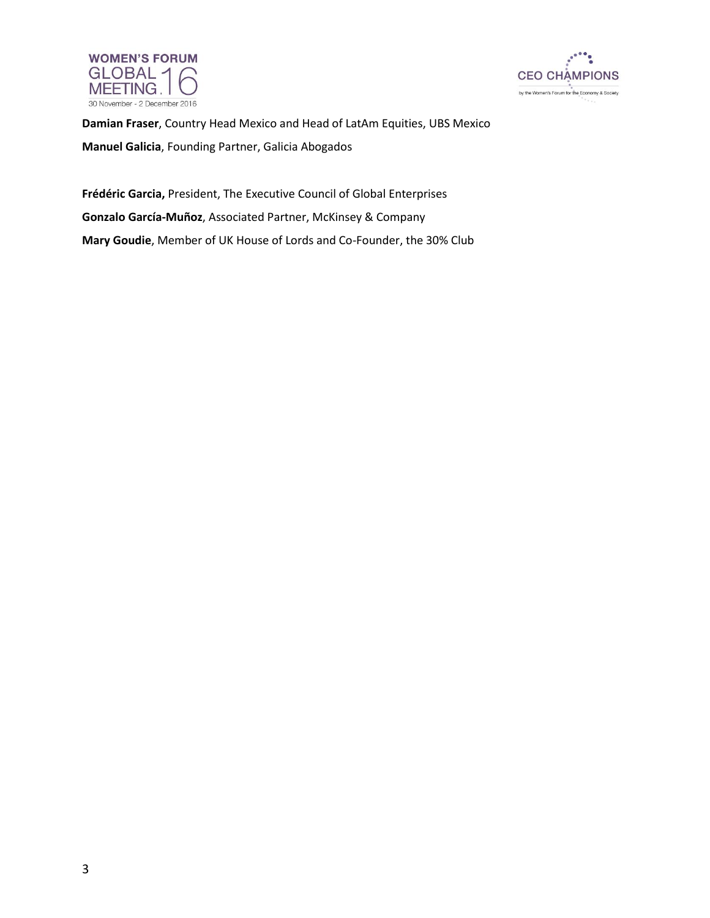**Damian Fraser**, Country Head Mexico and Head of LatAm Equities, UBS Mexico

**Manuel Galicia**, Founding Partner, Galicia Abogados

**Frédéric Garcia,** President, The Executive Council of Global Enterprises

**Gonzalo García-Muñoz**, Associated Partner, McKinsey & Company

**Mary Goudie**, Member of UK House of Lords and Co-Founder, the 30% Club